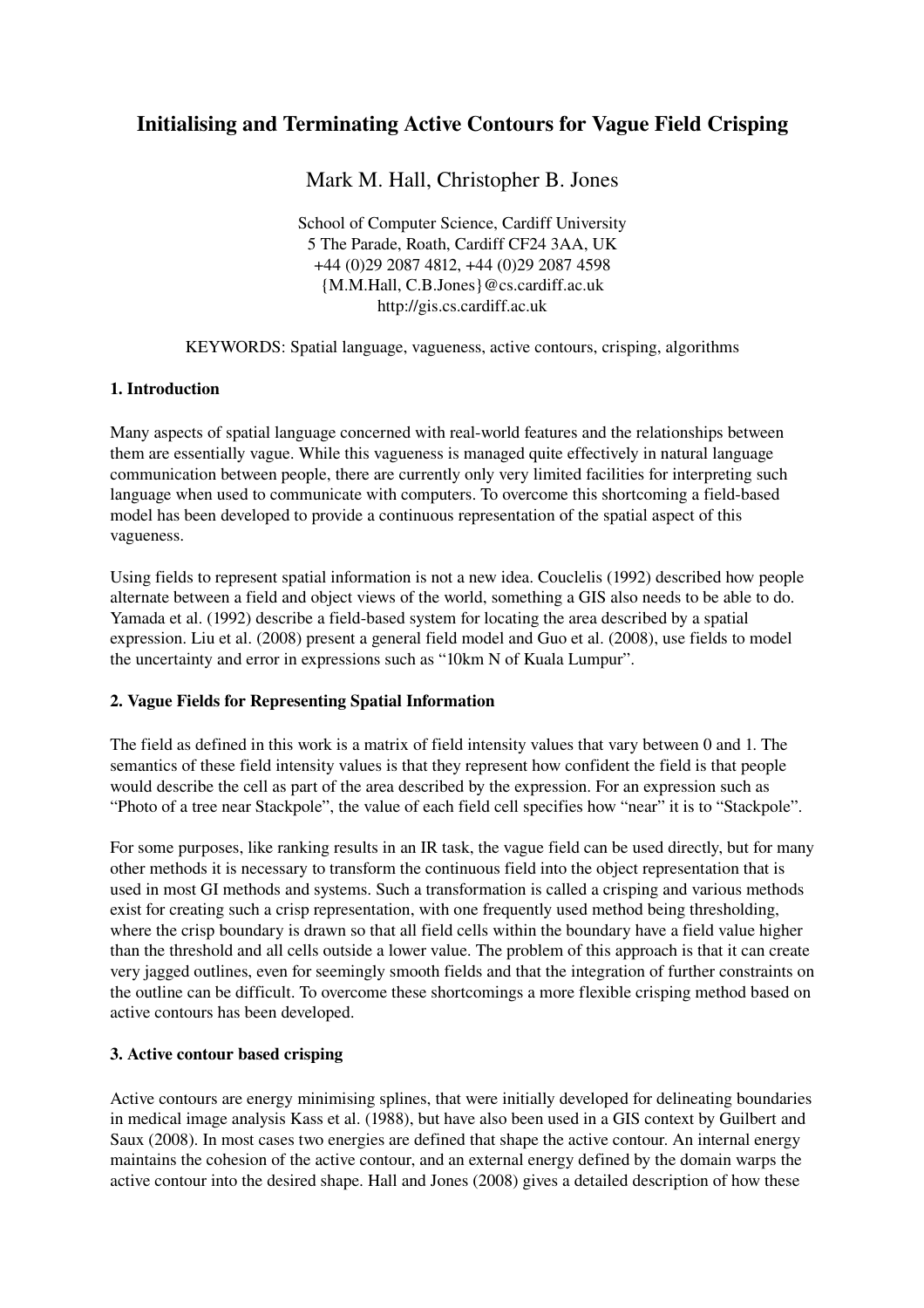# Initialising and Terminating Active Contours for Vague Field Crisping

Mark M. Hall, Christopher B. Jones

School of Computer Science, Cardiff University
5 The Parade, Roath, Cardiff CF24 3AA, UK
+44 (0)29 2087 4812, +44 (0)29 2087 4598
{M.M.Hall, C.B.Jones}@cs.cardiff.ac.uk
http://gis.cs.cardiff.ac.uk

KEYWORDS: Spatial language, vagueness, active contours, crisping, algorithms

## 1. Introduction

Many aspects of spatial language concerned with real-world features and the relationships between them are essentially vague. While this vagueness is managed quite effectively in natural language communication between people, there are currently only very limited facilities for interpreting such language when used to communicate with computers. To overcome this shortcoming a field-based model has been developed to provide a continuous representation of the spatial aspect of this vagueness.

Using fields to represent spatial information is not a new idea. Couclelis (1992) described how people alternate between a field and object views of the world, something a GIS also needs to be able to do. Yamada et al. (1992) describe a field-based system for locating the area described by a spatial expression. Liu et al. (2008) present a general field model and Guo et al. (2008), use fields to model the uncertainty and error in expressions such as "10km N of Kuala Lumpur".

## 2. Vague Fields for Representing Spatial Information

The field as defined in this work is a matrix of field intensity values that vary between 0 and 1. The semantics of these field intensity values is that they represent how confident the field is that people would describe the cell as part of the area described by the expression. For an expression such as "Photo of a tree near Stackpole", the value of each field cell specifies how "near" it is to "Stackpole".

For some purposes, like ranking results in an IR task, the vague field can be used directly, but for many other methods it is necessary to transform the continuous field into the object representation that is used in most GI methods and systems. Such a transformation is called a crisping and various methods exist for creating such a crisp representation, with one frequently used method being thresholding, where the crisp boundary is drawn so that all field cells within the boundary have a field value higher than the threshold and all cells outside a lower value. The problem of this approach is that it can create very jagged outlines, even for seemingly smooth fields and that the integration of further constraints on the outline can be difficult. To overcome these shortcomings a more flexible crisping method based on active contours has been developed.

## 3. Active contour based crisping

Active contours are energy minimising splines, that were initially developed for delineating boundaries in medical image analysis Kass et al. (1988), but have also been used in a GIS context by Guilbert and Saux (2008). In most cases two energies are defined that shape the active contour. An internal energy maintains the cohesion of the active contour, and an external energy defined by the domain warps the active contour into the desired shape. Hall and Jones (2008) gives a detailed description of how these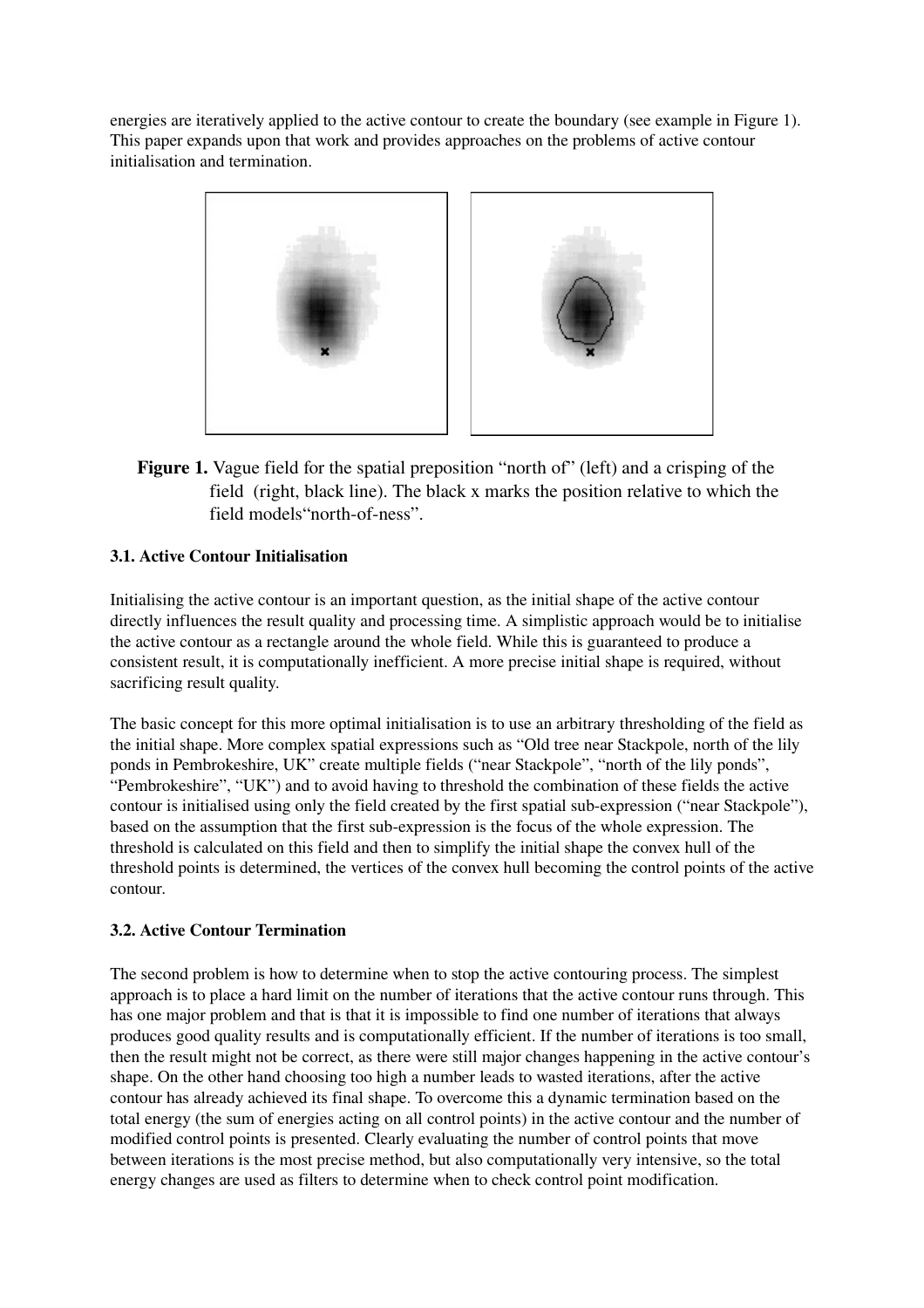energies are iteratively applied to the active contour to create the boundary (see example in Figure 1). This paper expands upon that work and provides approaches on the problems of active contour initialisation and termination.

**Figure 1.** Vague field for the spatial preposition "north of" (left) and a crisping of the field (right, black line). The black x marks the position relative to which the field models"north-of-ness".

### 3.1. Active Contour Initialisation

Initialising the active contour is an important question, as the initial shape of the active contour directly influences the result quality and processing time. A simplistic approach would be to initialise the active contour as a rectangle around the whole field. While this is guaranteed to produce a consistent result, it is computationally inefficient. A more precise initial shape is required, without sacrificing result quality.

The basic concept for this more optimal initialisation is to use an arbitrary thresholding of the field as the initial shape. More complex spatial expressions such as "Old tree near Stackpole, north of the lily ponds in Pembrokeshire, UK" create multiple fields ("near Stackpole", "north of the lily ponds", "Pembrokeshire", "UK") and to avoid having to threshold the combination of these fields the active contour is initialised using only the field created by the first spatial sub-expression ("near Stackpole"), based on the assumption that the first sub-expression is the focus of the whole expression. The threshold is calculated on this field and then to simplify the initial shape the convex hull of the threshold points is determined, the vertices of the convex hull becoming the control points of the active contour.

### 3.2. Active Contour Termination

The second problem is how to determine when to stop the active contouring process. The simplest approach is to place a hard limit on the number of iterations that the active contour runs through. This has one major problem and that is that it is impossible to find one number of iterations that always produces good quality results and is computationally efficient. If the number of iterations is too small, then the result might not be correct, as there were still major changes happening in the active contour's shape. On the other hand choosing too high a number leads to wasted iterations, after the active contour has already achieved its final shape. To overcome this a dynamic termination based on the total energy (the sum of energies acting on all control points) in the active contour and the number of modified control points is presented. Clearly evaluating the number of control points that move between iterations is the most precise method, but also computationally very intensive, so the total energy changes are used as filters to determine when to check control point modification.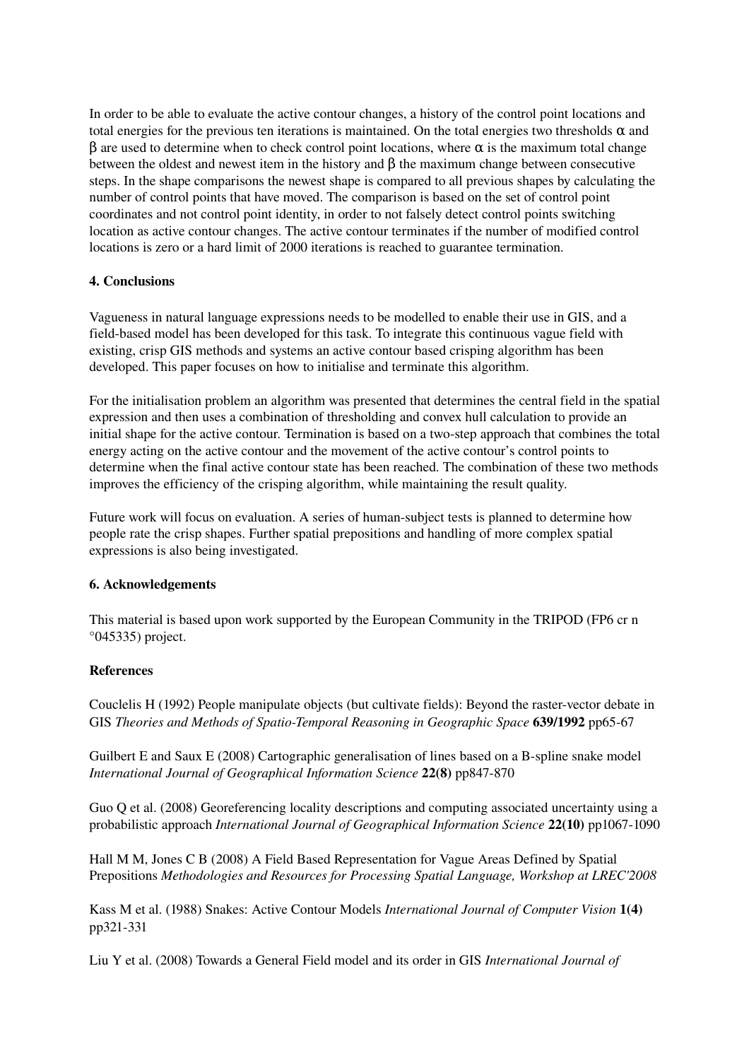In order to be able to evaluate the active contour changes, a history of the control point locations and total energies for the previous ten iterations is maintained. On the total energies two thresholds $\alpha$ and $\beta$ are used to determine when to check control point locations, where $\alpha$ is the maximum total change between the oldest and newest item in the history and $\beta$ the maximum change between consecutive steps. In the shape comparisons the newest shape is compared to all previous shapes by calculating the number of control points that have moved. The comparison is based on the set of control point coordinates and not control point identity, in order to not falsely detect control points switching location as active contour changes. The active contour terminates if the number of modified control locations is zero or a hard limit of 2000 iterations is reached to guarantee termination.

**4. Conclusions**

Vagueness in natural language expressions needs to be modelled to enable their use in GIS, and a field-based model has been developed for this task. To integrate this continuous vague field with existing, crisp GIS methods and systems an active contour based crisping algorithm has been developed. This paper focuses on how to initialise and terminate this algorithm.

For the initialisation problem an algorithm was presented that determines the central field in the spatial expression and then uses a combination of thresholding and convex hull calculation to provide an initial shape for the active contour. Termination is based on a two-step approach that combines the total energy acting on the active contour and the movement of the active contour's control points to determine when the final active contour state has been reached. The combination of these two methods improves the efficiency of the crisping algorithm, while maintaining the result quality.

Future work will focus on evaluation. A series of human-subject tests is planned to determine how people rate the crisp shapes. Further spatial prepositions and handling of more complex spatial expressions is also being investigated.

**6. Acknowledgements**

This material is based upon work supported by the European Community in the TRIPOD (FP6 cr n °045335) project.

**References**

Couclelis H (1992) People manipulate objects (but cultivate fields): Beyond the raster-vector debate in GIS *Theories and Methods of Spatio-Temporal Reasoning in Geographic Space* **639/1992** pp65-67

Guilbert E and Saux E (2008) Cartographic generalisation of lines based on a B-spline snake model *International Journal of Geographical Information Science* **22(8)** pp847-870

Guo Q et al. (2008) Georeferencing locality descriptions and computing associated uncertainty using a probabilistic approach *International Journal of Geographical Information Science* **22(10)** pp1067-1090

Hall M M, Jones C B (2008) A Field Based Representation for Vague Areas Defined by Spatial Prepositions *Methodologies and Resources for Processing Spatial Language, Workshop at LREC'2008*

Kass M et al. (1988) Snakes: Active Contour Models *International Journal of Computer Vision* **1(4)** pp321-331

Liu Y et al. (2008) Towards a General Field model and its order in GIS *International Journal of*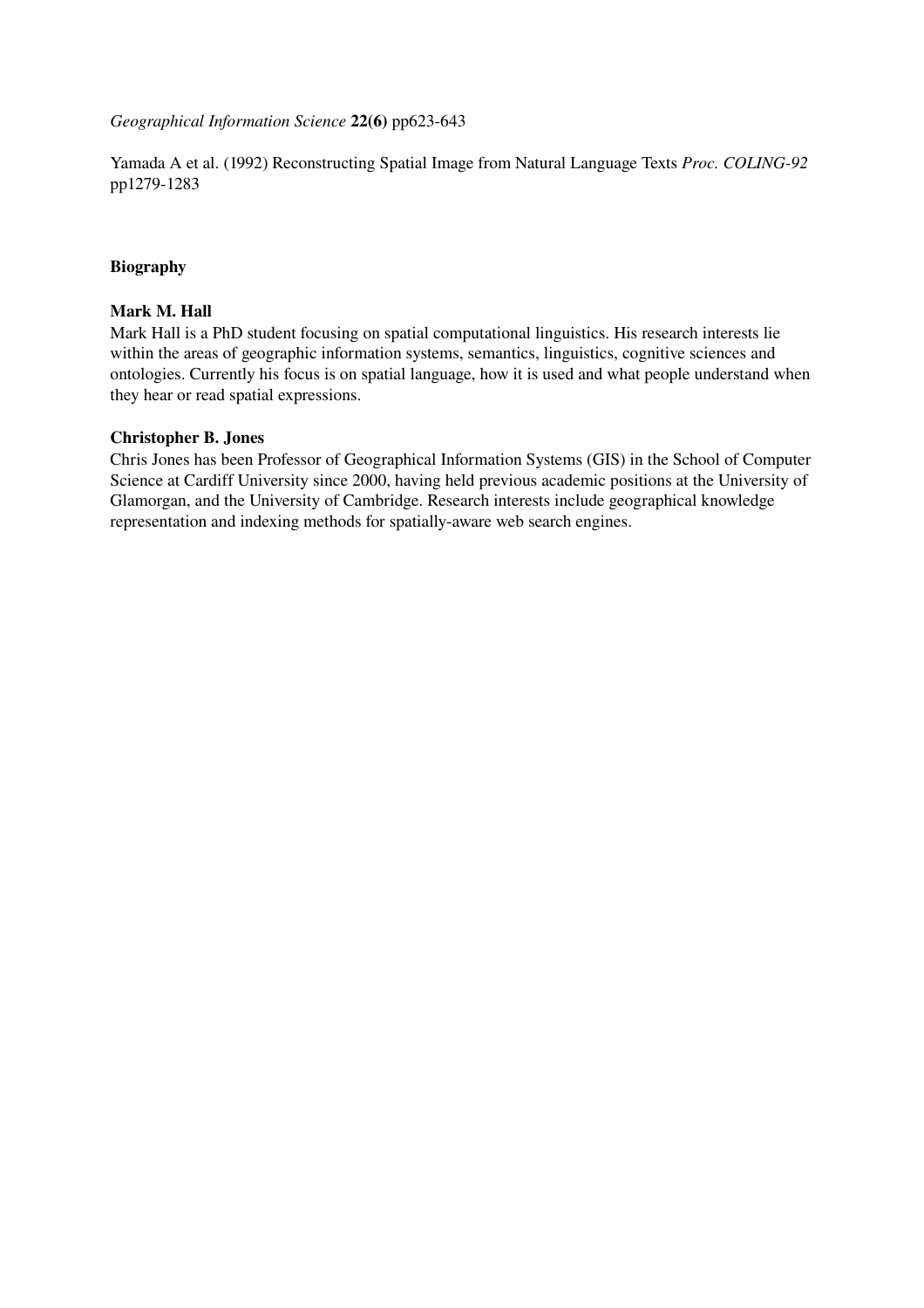*Geographical Information Science* **22(6)** pp623-643

Yamada A et al. (1992) Reconstructing Spatial Image from Natural Language Texts *Proc. COLING-92* pp1279-1283

**Biography**

**Mark M. Hall**
Mark Hall is a PhD student focusing on spatial computational linguistics. His research interests lie within the areas of geographic information systems, semantics, linguistics, cognitive sciences and ontologies. Currently his focus is on spatial language, how it is used and what people understand when they hear or read spatial expressions.

**Christopher B. Jones**
Chris Jones has been Professor of Geographical Information Systems (GIS) in the School of Computer Science at Cardiff University since 2000, having held previous academic positions at the University of Glamorgan, and the University of Cambridge. Research interests include geographical knowledge representation and indexing methods for spatially-aware web search engines.